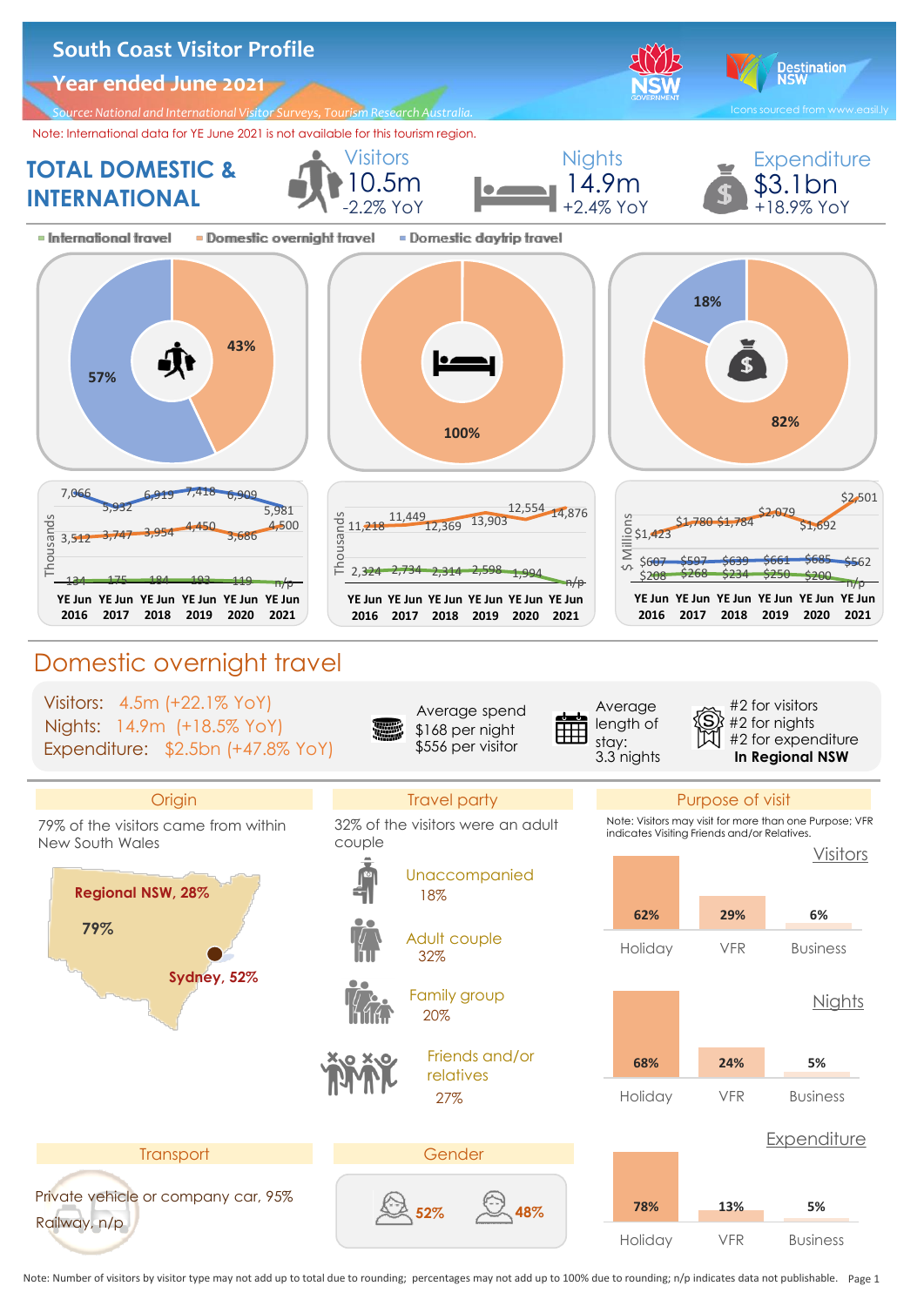# South Coast Visitor Profile

## Year ended June 2021

*Source: National and International Visitor Surveys, Tourism Research Australia.*

Icons sourced from www.easil.ly

Note: International data for YE June 2021 is not available for this tourism region.

## TOTAL DOMESTIC & INTERNATIONAL

| Visitors | Nights | Expenditure |
|---|---|---|
| 10.5m | 14.9m | $3.1bn |
| -2.2% YoY | +2.4% YoY | +18.9% YoY |

Legend: International travel; Domestic overnight travel; Domestic daytrip travel

| | International travel | Domestic overnight travel | Domestic daytrip travel |
|---|---|---|---|
| Visitors | | 43% | 57% |
| Nights | | 100% | |
| Expenditure | | 82% | 18% |

**Visitors (Thousands)**

| | YE Jun 2016 | YE Jun 2017 | YE Jun 2018 | YE Jun 2019 | YE Jun 2020 | YE Jun 2021 |
|---|---|---|---|---|---|---|
| Domestic daytrip travel | 7,066 | 5,932 | 6,919 | 7,418 | 6,909 | 5,981 |
| Domestic overnight travel | 3,512 | 3,747 | 3,954 | 4,450 | 3,686 | 4,500 |
| International travel | 134 | 175 | 184 | 193 | 119 | n/p |

**Nights (Thousands)**

| | YE Jun 2016 | YE Jun 2017 | YE Jun 2018 | YE Jun 2019 | YE Jun 2020 | YE Jun 2021 |
|---|---|---|---|---|---|---|
| Domestic overnight travel | 11,218 | 11,449 | 12,369 | 13,903 | 12,554 | 14,876 |
| International travel | 2,324 | 2,734 | 2,314 | 2,598 | 1,994 | n/p |

**Expenditure ($ Millions)**

| | YE Jun 2016 | YE Jun 2017 | YE Jun 2018 | YE Jun 2019 | YE Jun 2020 | YE Jun 2021 |
|---|---|---|---|---|---|---|
| Domestic overnight travel | $1,423 | $1,780 | $1,784 | $2,079 | $1,692 | $2,501 |
| Domestic daytrip travel | $607 | $597 | $639 | $661 | $685 | $562 |
| International travel | $208 | $268 | $234 | $250 | $200 | n/p |

## Domestic overnight travel

Visitors: 4.5m (+22.1% YoY)
Nights: 14.9m (+18.5% YoY)
Expenditure: $2.5bn (+47.8% YoY)

Average spend
$168 per night
$556 per visitor

Average length of stay:
3.3 nights

#2 for visitors
#2 for nights
#2 for expenditure
**In Regional NSW**

### Origin

79% of the visitors came from within New South Wales

- 79%
- Regional NSW, 28%
- Sydney, 52%

### Travel party

32% of the visitors were an adult couple

- Unaccompanied: 18%
- Adult couple: 32%
- Family group: 20%
- Friends and/or relatives: 27%

### Purpose of visit

Note: Visitors may visit for more than one Purpose; VFR indicates Visiting Friends and/or Relatives.

| | Holiday | VFR | Business |
|---|---|---|---|
| Visitors | 62% | 29% | 6% |
| Nights | 68% | 24% | 5% |
| Expenditure | 78% | 13% | 5% |

### Transport

Private vehicle or company car, 95%
Railway, n/p

### Gender

Female: 52%
Male: 48%

Note: Number of visitors by visitor type may not add up to total due to rounding; percentages may not add up to 100% due to rounding; n/p indicates data not publishable.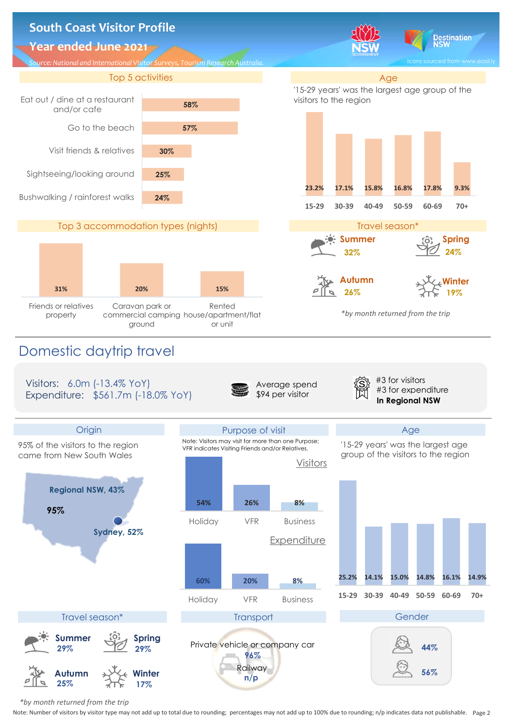# South Coast Visitor Profile

## Year ended June 2021

*Source: National and International Visitor Surveys, Tourism Research Australia.*

Icons sourced from www.easil.ly

### Top 5 activities

| Activity | % |
|---|---|
| Eat out / dine at a restaurant and/or cafe | 58% |
| Go to the beach | 57% |
| Visit friends & relatives | 30% |
| Sightseeing/looking around | 25% |
| Bushwalking / rainforest walks | 24% |

### Age

'15-29 years' was the largest age group of the visitors to the region

| 15-29 | 30-39 | 40-49 | 50-59 | 60-69 | 70+ |
|---|---|---|---|---|---|
| 23.2% | 17.1% | 15.8% | 16.8% | 17.8% | 9.3% |

### Top 3 accommodation types (nights)

| Friends or relatives property | Caravan park or commercial camping ground | Rented house/apartment/flat or unit |
|---|---|---|
| 31% | 20% | 15% |

### Travel season*

- Summer 32%
- Spring 24%
- Autumn 26%
- Winter 19%

*by month returned from the trip

## Domestic daytrip travel

Visitors: 6.0m (-13.4% YoY)
Expenditure: $561.7m (-18.0% YoY)

Average spend $94 per visitor

#3 for visitors
#3 for expenditure
**In Regional NSW**

### Origin

95% of the visitors to the region came from New South Wales

- 95%
- Regional NSW, 43%
- Sydney, 52%

### Purpose of visit

Note: Visitors may visit for more than one Purpose; VFR indicates Visiting Friends and/or Relatives.

**Visitors**

| Holiday | VFR | Business |
|---|---|---|
| 54% | 26% | 8% |

**Expenditure**

| Holiday | VFR | Business |
|---|---|---|
| 60% | 20% | 8% |

### Age

'15-29 years' was the largest age group of the visitors to the region

| 15-29 | 30-39 | 40-49 | 50-59 | 60-69 | 70+ |
|---|---|---|---|---|---|
| 25.2% | 14.1% | 15.0% | 14.8% | 16.1% | 14.9% |

### Travel season*

- Summer 29%
- Spring 29%
- Autumn 25%
- Winter 17%

*by month returned from the trip

### Transport

- Private vehicle or company car 96%
- Railway n/p

### Gender

- Female 44%
- Male 56%

Note: Number of visitors by visitor type may not add up to total due to rounding; percentages may not add up to 100% due to rounding; n/p indicates data not publishable.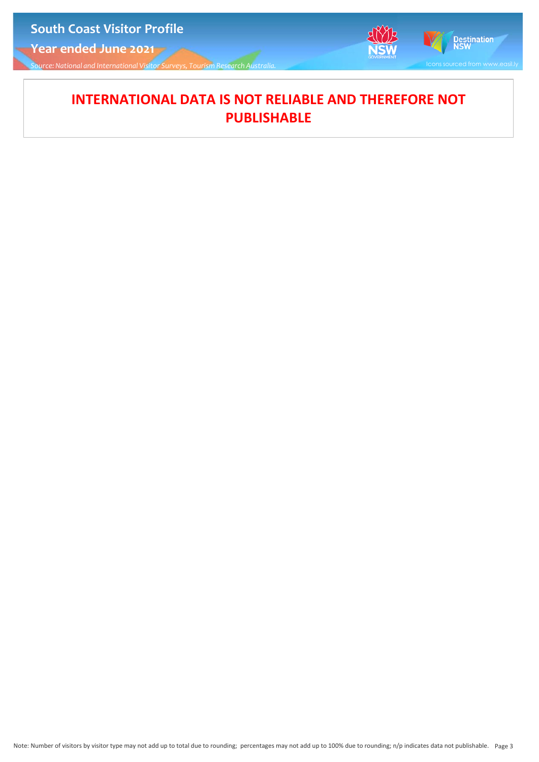**INTERNATIONAL DATA IS NOT RELIABLE AND THEREFORE NOT PUBLISHABLE**

Note: Number of visitors by visitor type may not add up to total due to rounding; percentages may not add up to 100% due to rounding; n/p indicates data not publishable.